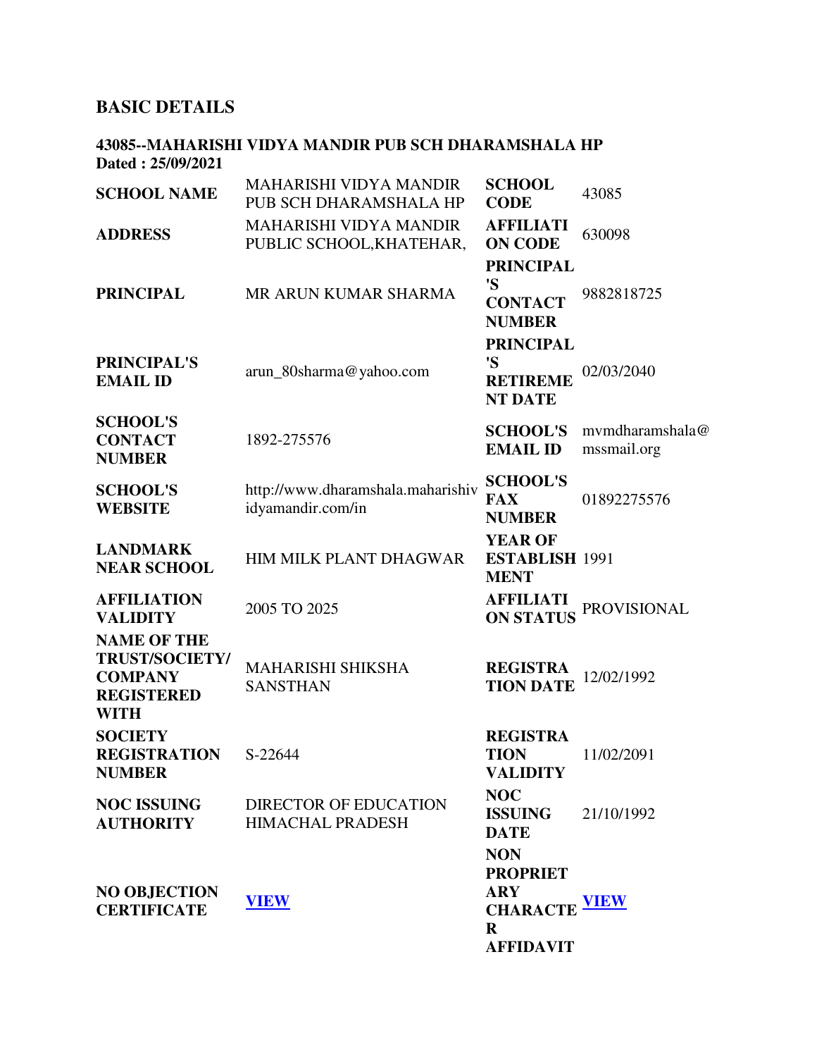## BASIC DETAILS

**43085--MAHARISHI VIDYA MANDIR PUB SCH DHARAMSHALA HP**
**Dated : 25/09/2021**

| | | | |
|---|---|---|---|
| **SCHOOL NAME** | MAHARISHI VIDYA MANDIR PUB SCH DHARAMSHALA HP | **SCHOOL CODE** | 43085 |
| **ADDRESS** | MAHARISHI VIDYA MANDIR PUBLIC SCHOOL,KHATEHAR, | **AFFILIATION CODE** | 630098 |
| **PRINCIPAL** | MR ARUN KUMAR SHARMA | **PRINCIPAL'S CONTACT NUMBER** | 9882818725 |
| **PRINCIPAL'S EMAIL ID** | arun_80sharma@yahoo.com | **PRINCIPAL'S RETIREMENT DATE** | 02/03/2040 |
| **SCHOOL'S CONTACT NUMBER** | 1892-275576 | **SCHOOL'S EMAIL ID** | mvmdharamshala@mssmail.org |
| **SCHOOL'S WEBSITE** | http://www.dharamshala.maharishividyamandir.com/in | **SCHOOL'S FAX NUMBER** | 01892275576 |
| **LANDMARK NEAR SCHOOL** | HIM MILK PLANT DHAGWAR | **YEAR OF ESTABLISHMENT** | 1991 |
| **AFFILIATION VALIDITY** | 2005 TO 2025 | **AFFILIATION STATUS** | PROVISIONAL |
| **NAME OF THE TRUST/SOCIETY/COMPANY REGISTERED WITH** | MAHARISHI SHIKSHA SANSTHAN | **REGISTRATION DATE** | 12/02/1992 |
| **SOCIETY REGISTRATION NUMBER** | S-22644 | **REGISTRATION VALIDITY** | 11/02/2091 |
| **NOC ISSUING AUTHORITY** | DIRECTOR OF EDUCATION HIMACHAL PRADESH | **NOC ISSUING DATE** | 21/10/1992 |
| **NO OBJECTION CERTIFICATE** | VIEW | **NON PROPRIETARY CHARACTER AFFIDAVIT** | VIEW |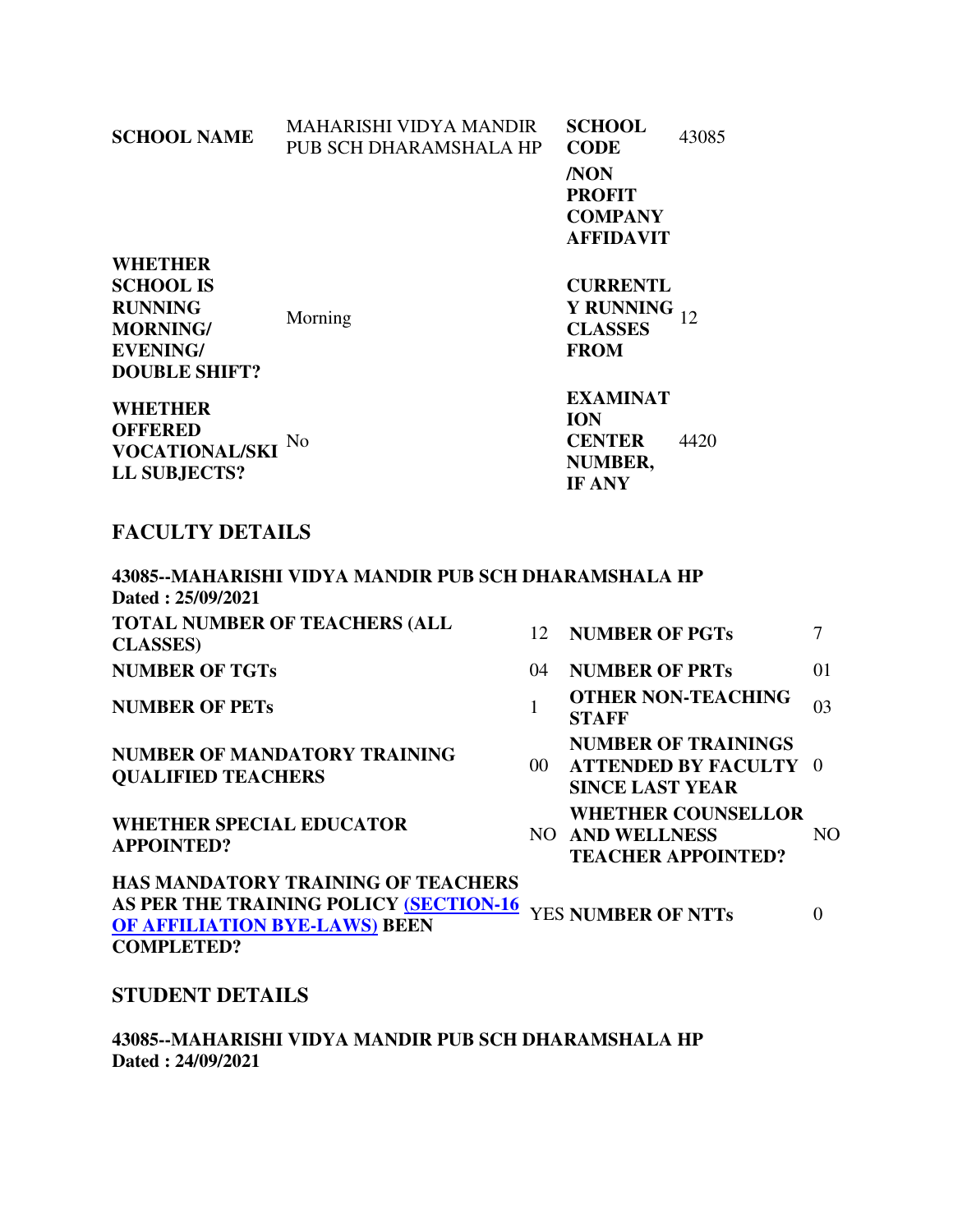| SCHOOL NAME | MAHARISHI VIDYA MANDIR PUB SCH DHARAMSHALA HP | SCHOOL CODE /NON PROFIT COMPANY AFFIDAVIT | 43085 |
|---|---|---|---|
| WHETHER SCHOOL IS RUNNING MORNING/ EVENING/ DOUBLE SHIFT? | Morning | CURRENTLY RUNNING CLASSES FROM | 12 |
| WHETHER OFFERED VOCATIONAL/SKILL SUBJECTS? | No | EXAMINATION CENTER NUMBER, IF ANY | 4420 |

## FACULTY DETAILS

**43085--MAHARISHI VIDYA MANDIR PUB SCH DHARAMSHALA HP**
**Dated : 25/09/2021**

| | | | |
|---|---|---|---|
| TOTAL NUMBER OF TEACHERS (ALL CLASSES) | 12 | NUMBER OF PGTs | 7 |
| NUMBER OF TGTs | 04 | NUMBER OF PRTs | 01 |
| NUMBER OF PETs | 1 | OTHER NON-TEACHING STAFF | 03 |
| NUMBER OF MANDATORY TRAINING QUALIFIED TEACHERS | 00 | NUMBER OF TRAININGS ATTENDED BY FACULTY SINCE LAST YEAR | 0 |
| WHETHER SPECIAL EDUCATOR APPOINTED? | NO | WHETHER COUNSELLOR AND WELLNESS TEACHER APPOINTED? | NO |
| HAS MANDATORY TRAINING OF TEACHERS AS PER THE TRAINING POLICY (SECTION-16 OF AFFILIATION BYE-LAWS) BEEN COMPLETED? | YES | NUMBER OF NTTs | 0 |

## STUDENT DETAILS

**43085--MAHARISHI VIDYA MANDIR PUB SCH DHARAMSHALA HP**
**Dated : 24/09/2021**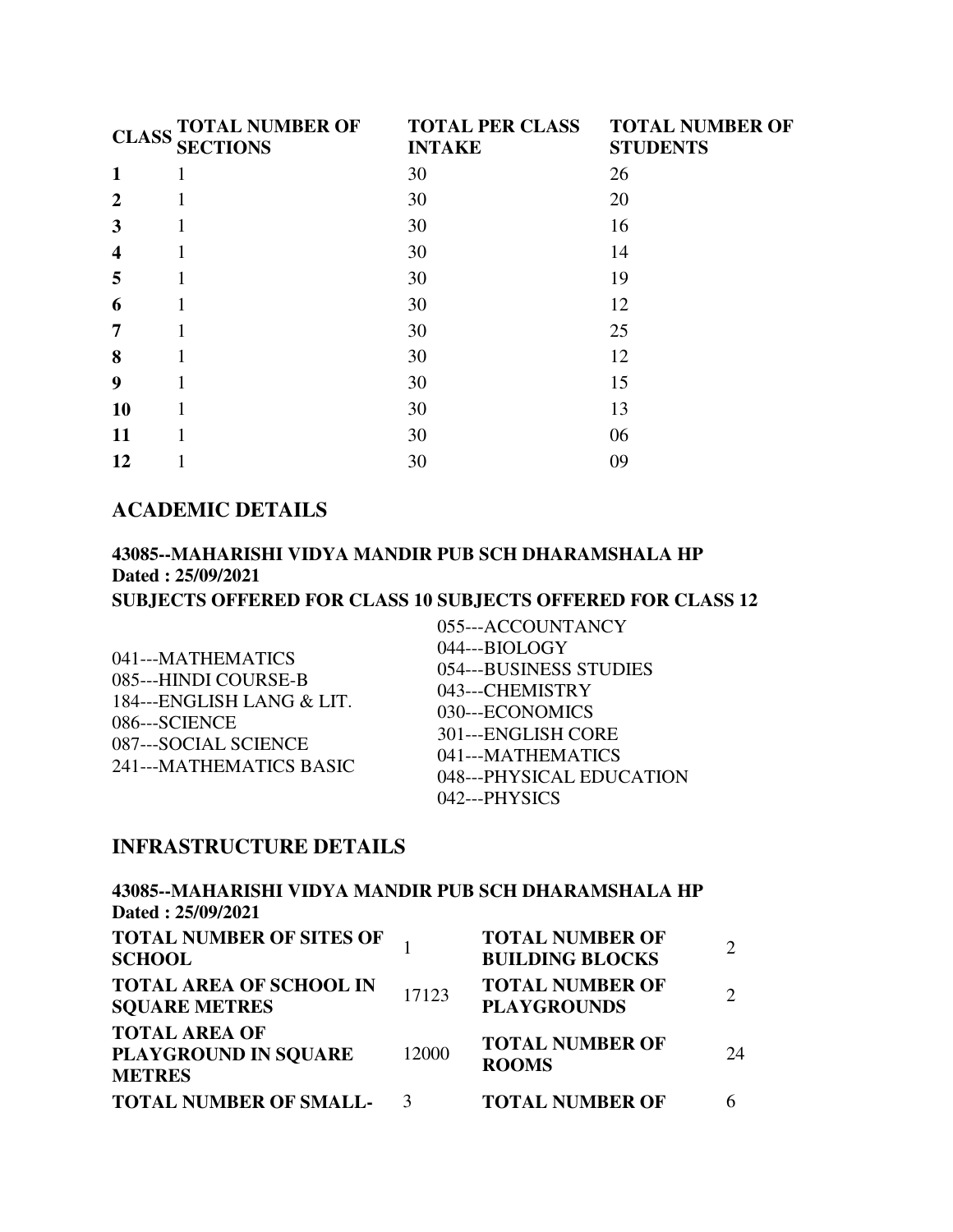| CLASS | TOTAL NUMBER OF SECTIONS | TOTAL PER CLASS INTAKE | TOTAL NUMBER OF STUDENTS |
|---|---|---|---|
| **1** | 1 | 30 | 26 |
| **2** | 1 | 30 | 20 |
| **3** | 1 | 30 | 16 |
| **4** | 1 | 30 | 14 |
| **5** | 1 | 30 | 19 |
| **6** | 1 | 30 | 12 |
| **7** | 1 | 30 | 25 |
| **8** | 1 | 30 | 12 |
| **9** | 1 | 30 | 15 |
| **10** | 1 | 30 | 13 |
| **11** | 1 | 30 | 06 |
| **12** | 1 | 30 | 09 |

## ACADEMIC DETAILS

**43085--MAHARISHI VIDYA MANDIR PUB SCH DHARAMSHALA HP**
**Dated : 25/09/2021**

| SUBJECTS OFFERED FOR CLASS 10 | SUBJECTS OFFERED FOR CLASS 12 |
|---|---|
| 041---MATHEMATICS<br>085---HINDI COURSE-B<br>184---ENGLISH LANG & LIT.<br>086---SCIENCE<br>087---SOCIAL SCIENCE<br>241---MATHEMATICS BASIC | 055---ACCOUNTANCY<br>044---BIOLOGY<br>054---BUSINESS STUDIES<br>043---CHEMISTRY<br>030---ECONOMICS<br>301---ENGLISH CORE<br>041---MATHEMATICS<br>048---PHYSICAL EDUCATION<br>042---PHYSICS |

## INFRASTRUCTURE DETAILS

**43085--MAHARISHI VIDYA MANDIR PUB SCH DHARAMSHALA HP**
**Dated : 25/09/2021**

| | | | |
|---|---|---|---|
| **TOTAL NUMBER OF SITES OF SCHOOL** | 1 | **TOTAL NUMBER OF BUILDING BLOCKS** | 2 |
| **TOTAL AREA OF SCHOOL IN SQUARE METRES** | 17123 | **TOTAL NUMBER OF PLAYGROUNDS** | 2 |
| **TOTAL AREA OF PLAYGROUND IN SQUARE METRES** | 12000 | **TOTAL NUMBER OF ROOMS** | 24 |
| **TOTAL NUMBER OF SMALL-** | 3 | **TOTAL NUMBER OF** | 6 |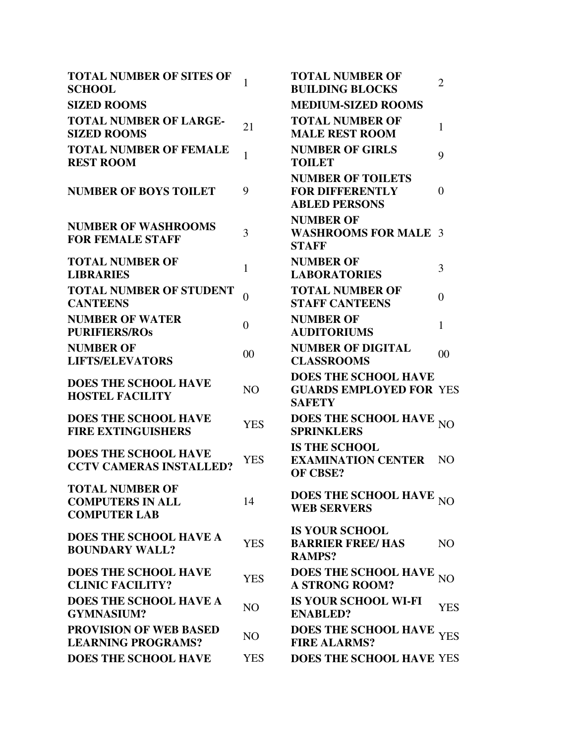| | | | |
|---|---|---|---|
| **TOTAL NUMBER OF SITES OF SCHOOL** | 1 | **TOTAL NUMBER OF BUILDING BLOCKS** | 2 |
| **SIZED ROOMS** | | **MEDIUM-SIZED ROOMS** | |
| **TOTAL NUMBER OF LARGE-SIZED ROOMS** | 21 | **TOTAL NUMBER OF MALE REST ROOM** | 1 |
| **TOTAL NUMBER OF FEMALE REST ROOM** | 1 | **NUMBER OF GIRLS TOILET** | 9 |
| **NUMBER OF BOYS TOILET** | 9 | **NUMBER OF TOILETS FOR DIFFERENTLY ABLED PERSONS** | 0 |
| **NUMBER OF WASHROOMS FOR FEMALE STAFF** | 3 | **NUMBER OF WASHROOMS FOR MALE STAFF** | 3 |
| **TOTAL NUMBER OF LIBRARIES** | 1 | **NUMBER OF LABORATORIES** | 3 |
| **TOTAL NUMBER OF STUDENT CANTEENS** | 0 | **TOTAL NUMBER OF STAFF CANTEENS** | 0 |
| **NUMBER OF WATER PURIFIERS/ROs** | 0 | **NUMBER OF AUDITORIUMS** | 1 |
| **NUMBER OF LIFTS/ELEVATORS** | 00 | **NUMBER OF DIGITAL CLASSROOMS** | 00 |
| **DOES THE SCHOOL HAVE HOSTEL FACILITY** | NO | **DOES THE SCHOOL HAVE GUARDS EMPLOYED FOR SAFETY** | YES |
| **DOES THE SCHOOL HAVE FIRE EXTINGUISHERS** | YES | **DOES THE SCHOOL HAVE SPRINKLERS** | NO |
| **DOES THE SCHOOL HAVE CCTV CAMERAS INSTALLED?** | YES | **IS THE SCHOOL EXAMINATION CENTER OF CBSE?** | NO |
| **TOTAL NUMBER OF COMPUTERS IN ALL COMPUTER LAB** | 14 | **DOES THE SCHOOL HAVE WEB SERVERS** | NO |
| **DOES THE SCHOOL HAVE A BOUNDARY WALL?** | YES | **IS YOUR SCHOOL BARRIER FREE/ HAS RAMPS?** | NO |
| **DOES THE SCHOOL HAVE CLINIC FACILITY?** | YES | **DOES THE SCHOOL HAVE A STRONG ROOM?** | NO |
| **DOES THE SCHOOL HAVE A GYMNASIUM?** | NO | **IS YOUR SCHOOL WI-FI ENABLED?** | YES |
| **PROVISION OF WEB BASED LEARNING PROGRAMS?** | NO | **DOES THE SCHOOL HAVE FIRE ALARMS?** | YES |
| **DOES THE SCHOOL HAVE** | YES | **DOES THE SCHOOL HAVE** | YES |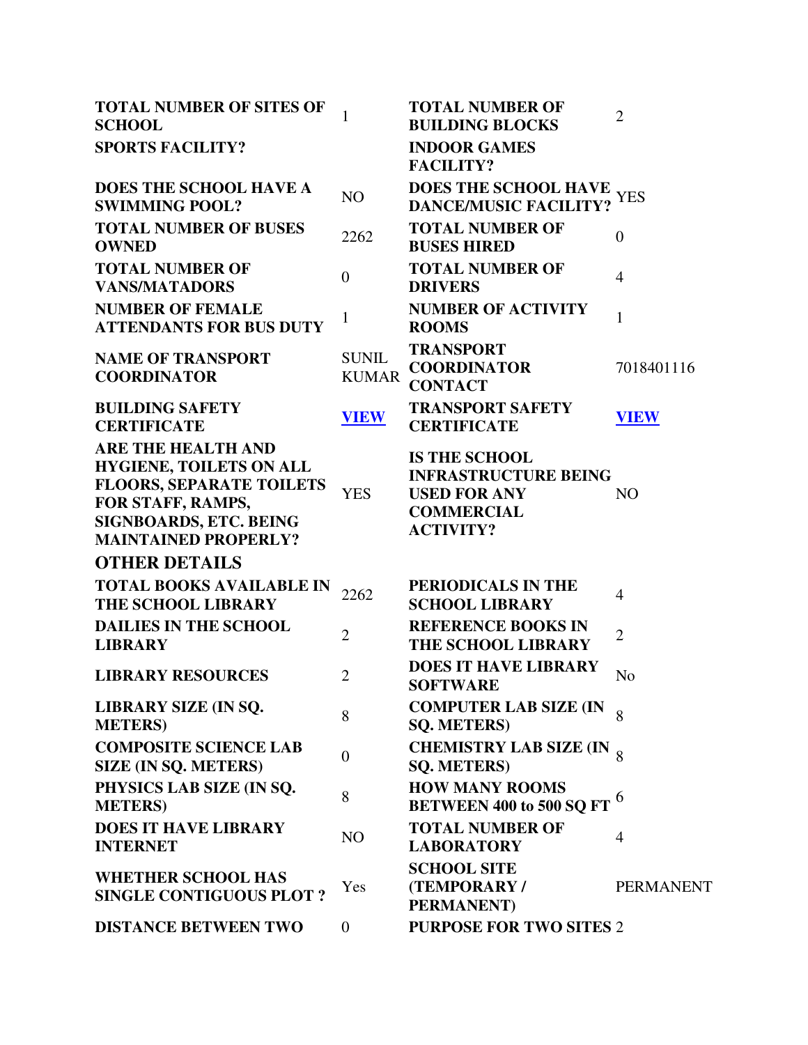| | | | |
|---|---|---|---|
| **TOTAL NUMBER OF SITES OF SCHOOL** | 1 | **TOTAL NUMBER OF BUILDING BLOCKS** | 2 |
| **SPORTS FACILITY?** | | **INDOOR GAMES FACILITY?** | |
| **DOES THE SCHOOL HAVE A SWIMMING POOL?** | NO | **DOES THE SCHOOL HAVE DANCE/MUSIC FACILITY?** | YES |
| **TOTAL NUMBER OF BUSES OWNED** | 2262 | **TOTAL NUMBER OF BUSES HIRED** | 0 |
| **TOTAL NUMBER OF VANS/MATADORS** | 0 | **TOTAL NUMBER OF DRIVERS** | 4 |
| **NUMBER OF FEMALE ATTENDANTS FOR BUS DUTY** | 1 | **NUMBER OF ACTIVITY ROOMS** | 1 |
| **NAME OF TRANSPORT COORDINATOR** | SUNIL KUMAR | **TRANSPORT COORDINATOR CONTACT** | 7018401116 |
| **BUILDING SAFETY CERTIFICATE** | VIEW | **TRANSPORT SAFETY CERTIFICATE** | VIEW |
| **ARE THE HEALTH AND HYGIENE, TOILETS ON ALL FLOORS, SEPARATE TOILETS FOR STAFF, RAMPS, SIGNBOARDS, ETC. BEING MAINTAINED PROPERLY?** | YES | **IS THE SCHOOL INFRASTRUCTURE BEING USED FOR ANY COMMERCIAL ACTIVITY?** | NO |

## OTHER DETAILS

| | | | |
|---|---|---|---|
| **TOTAL BOOKS AVAILABLE IN THE SCHOOL LIBRARY** | 2262 | **PERIODICALS IN THE SCHOOL LIBRARY** | 4 |
| **DAILIES IN THE SCHOOL LIBRARY** | 2 | **REFERENCE BOOKS IN THE SCHOOL LIBRARY** | 2 |
| **LIBRARY RESOURCES** | 2 | **DOES IT HAVE LIBRARY SOFTWARE** | No |
| **LIBRARY SIZE (IN SQ. METERS)** | 8 | **COMPUTER LAB SIZE (IN SQ. METERS)** | 8 |
| **COMPOSITE SCIENCE LAB SIZE (IN SQ. METERS)** | 0 | **CHEMISTRY LAB SIZE (IN SQ. METERS)** | 8 |
| **PHYSICS LAB SIZE (IN SQ. METERS)** | 8 | **HOW MANY ROOMS BETWEEN 400 to 500 SQ FT** | 6 |
| **DOES IT HAVE LIBRARY INTERNET** | NO | **TOTAL NUMBER OF LABORATORY** | 4 |
| **WHETHER SCHOOL HAS SINGLE CONTIGUOUS PLOT ?** | Yes | **SCHOOL SITE (TEMPORARY / PERMANENT)** | PERMANENT |
| **DISTANCE BETWEEN TWO** | 0 | **PURPOSE FOR TWO SITES** | 2 |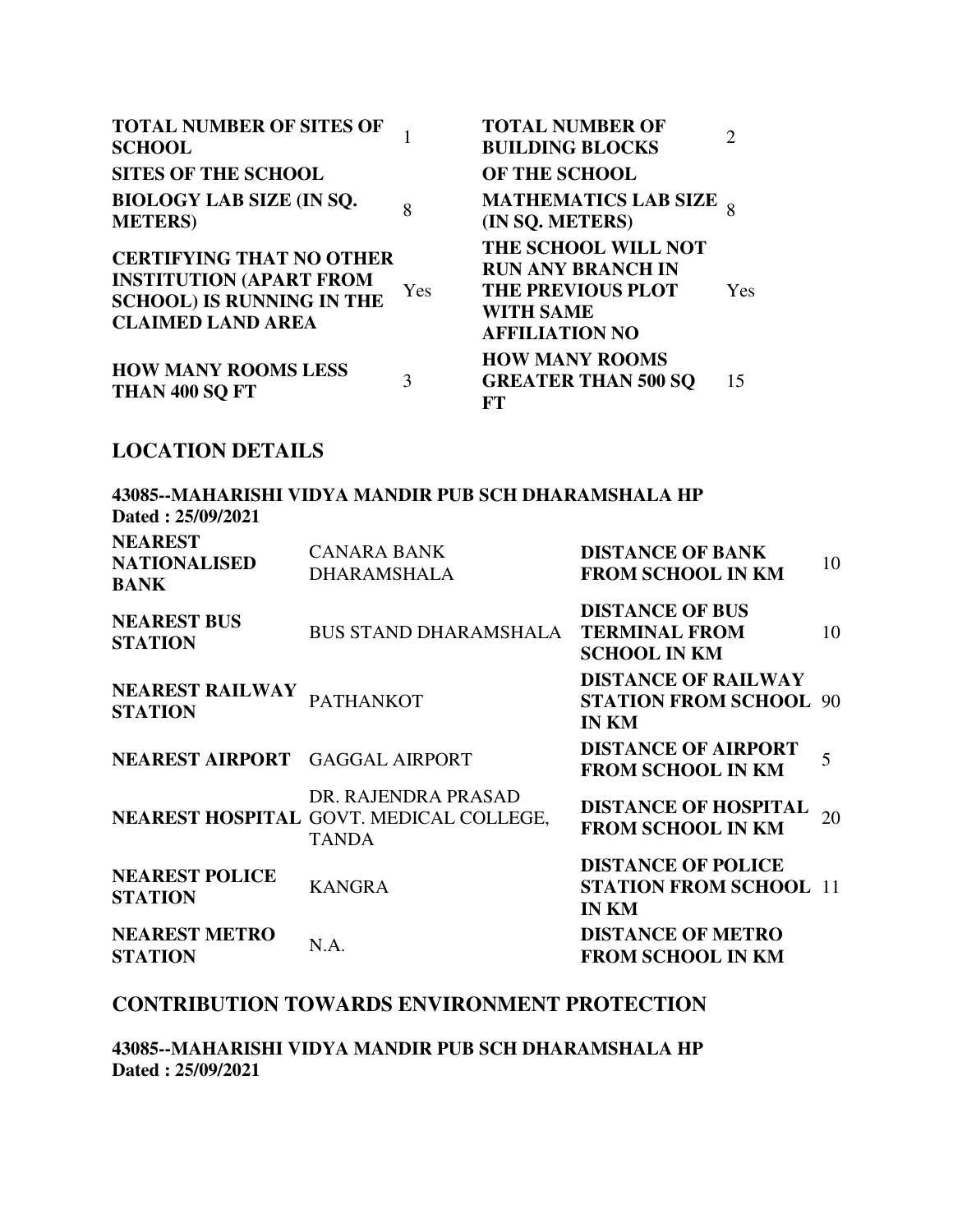| | | | |
|---|---|---|---|
| **TOTAL NUMBER OF SITES OF SCHOOL** | 1 | **TOTAL NUMBER OF BUILDING BLOCKS** | 2 |
| **SITES OF THE SCHOOL** | | **OF THE SCHOOL** | |
| **BIOLOGY LAB SIZE (IN SQ. METERS)** | 8 | **MATHEMATICS LAB SIZE (IN SQ. METERS)** | 8 |
| **CERTIFYING THAT NO OTHER INSTITUTION (APART FROM SCHOOL) IS RUNNING IN THE CLAIMED LAND AREA** | Yes | **THE SCHOOL WILL NOT RUN ANY BRANCH IN THE PREVIOUS PLOT WITH SAME AFFILIATION NO** | Yes |
| **HOW MANY ROOMS LESS THAN 400 SQ FT** | 3 | **HOW MANY ROOMS GREATER THAN 500 SQ FT** | 15 |

## LOCATION DETAILS

**43085--MAHARISHI VIDYA MANDIR PUB SCH DHARAMSHALA HP**
**Dated : 25/09/2021**

| | | | |
|---|---|---|---|
| **NEAREST NATIONALISED BANK** | CANARA BANK DHARAMSHALA | **DISTANCE OF BANK FROM SCHOOL IN KM** | 10 |
| **NEAREST BUS STATION** | BUS STAND DHARAMSHALA | **DISTANCE OF BUS TERMINAL FROM SCHOOL IN KM** | 10 |
| **NEAREST RAILWAY STATION** | PATHANKOT | **DISTANCE OF RAILWAY STATION FROM SCHOOL IN KM** | 90 |
| **NEAREST AIRPORT** | GAGGAL AIRPORT | **DISTANCE OF AIRPORT FROM SCHOOL IN KM** | 5 |
| **NEAREST HOSPITAL** | DR. RAJENDRA PRASAD GOVT. MEDICAL COLLEGE, TANDA | **DISTANCE OF HOSPITAL FROM SCHOOL IN KM** | 20 |
| **NEAREST POLICE STATION** | KANGRA | **DISTANCE OF POLICE STATION FROM SCHOOL IN KM** | 11 |
| **NEAREST METRO STATION** | N.A. | **DISTANCE OF METRO FROM SCHOOL IN KM** | |

## CONTRIBUTION TOWARDS ENVIRONMENT PROTECTION

**43085--MAHARISHI VIDYA MANDIR PUB SCH DHARAMSHALA HP**
**Dated : 25/09/2021**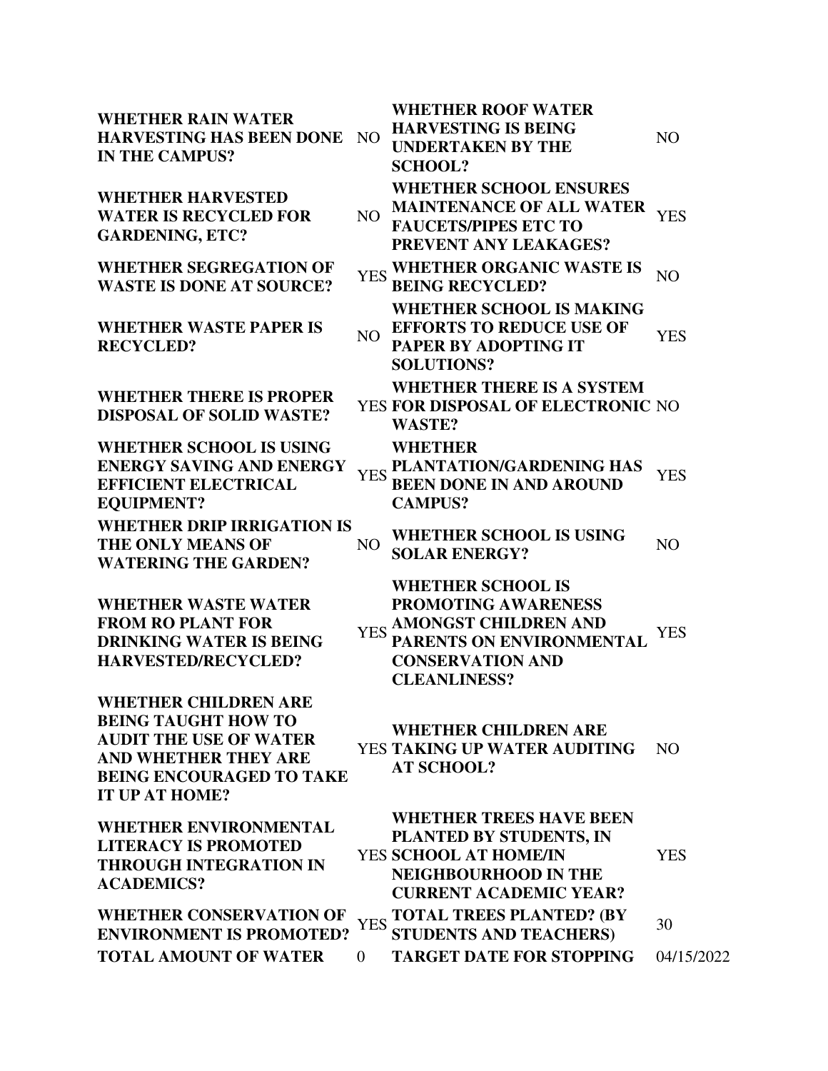| | | | |
|---|---|---|---|
| **WHETHER RAIN WATER HARVESTING HAS BEEN DONE IN THE CAMPUS?** | NO | **WHETHER ROOF WATER HARVESTING IS BEING UNDERTAKEN BY THE SCHOOL?** | NO |
| **WHETHER HARVESTED WATER IS RECYCLED FOR GARDENING, ETC?** | NO | **WHETHER SCHOOL ENSURES MAINTENANCE OF ALL WATER FAUCETS/PIPES ETC TO PREVENT ANY LEAKAGES?** | YES |
| **WHETHER SEGREGATION OF WASTE IS DONE AT SOURCE?** | YES | **WHETHER ORGANIC WASTE IS BEING RECYCLED?** | NO |
| **WHETHER WASTE PAPER IS RECYCLED?** | NO | **WHETHER SCHOOL IS MAKING EFFORTS TO REDUCE USE OF PAPER BY ADOPTING IT SOLUTIONS?** | YES |
| **WHETHER THERE IS PROPER DISPOSAL OF SOLID WASTE?** | YES | **WHETHER THERE IS A SYSTEM FOR DISPOSAL OF ELECTRONIC WASTE?** | NO |
| **WHETHER SCHOOL IS USING ENERGY SAVING AND ENERGY EFFICIENT ELECTRICAL EQUIPMENT?** | YES | **WHETHER PLANTATION/GARDENING HAS BEEN DONE IN AND AROUND CAMPUS?** | YES |
| **WHETHER DRIP IRRIGATION IS THE ONLY MEANS OF WATERING THE GARDEN?** | NO | **WHETHER SCHOOL IS USING SOLAR ENERGY?** | NO |
| **WHETHER WASTE WATER FROM RO PLANT FOR DRINKING WATER IS BEING HARVESTED/RECYCLED?** | YES | **WHETHER SCHOOL IS PROMOTING AWARENESS AMONGST CHILDREN AND PARENTS ON ENVIRONMENTAL CONSERVATION AND CLEANLINESS?** | YES |
| **WHETHER CHILDREN ARE BEING TAUGHT HOW TO AUDIT THE USE OF WATER AND WHETHER THEY ARE BEING ENCOURAGED TO TAKE IT UP AT HOME?** | YES | **WHETHER CHILDREN ARE TAKING UP WATER AUDITING AT SCHOOL?** | NO |
| **WHETHER ENVIRONMENTAL LITERACY IS PROMOTED THROUGH INTEGRATION IN ACADEMICS?** | YES | **WHETHER TREES HAVE BEEN PLANTED BY STUDENTS, IN SCHOOL AT HOME/IN NEIGHBOURHOOD IN THE CURRENT ACADEMIC YEAR?** | YES |
| **WHETHER CONSERVATION OF ENVIRONMENT IS PROMOTED?** | YES | **TOTAL TREES PLANTED? (BY STUDENTS AND TEACHERS)** | 30 |
| **TOTAL AMOUNT OF WATER** | 0 | **TARGET DATE FOR STOPPING** | 04/15/2022 |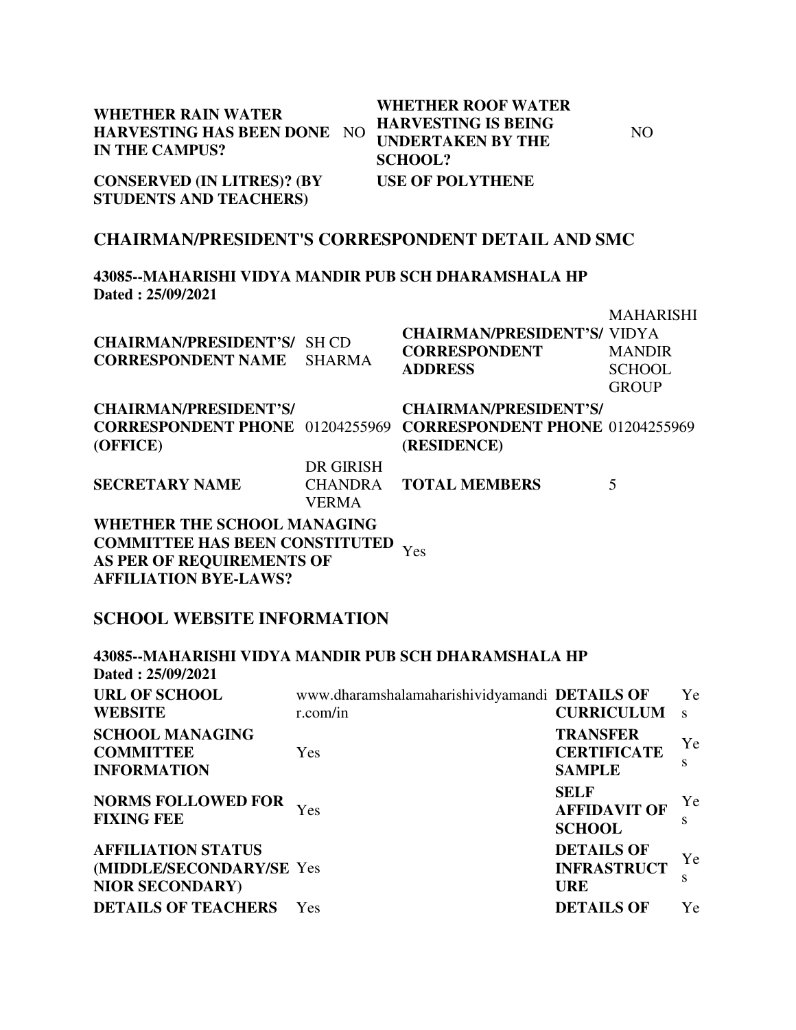| | | | |
|---|---|---|---|
| **WHETHER RAIN WATER HARVESTING HAS BEEN DONE IN THE CAMPUS?** | NO | **WHETHER ROOF WATER HARVESTING IS BEING UNDERTAKEN BY THE SCHOOL?** | NO |
| **CONSERVED (IN LITRES)? (BY STUDENTS AND TEACHERS)** | | **USE OF POLYTHENE** | |

## CHAIRMAN/PRESIDENT'S CORRESPONDENT DETAIL AND SMC

**43085--MAHARISHI VIDYA MANDIR PUB SCH DHARAMSHALA HP**
**Dated : 25/09/2021**

| | | | |
|---|---|---|---|
| **CHAIRMAN/PRESIDENT'S/ CORRESPONDENT NAME** | SH CD SHARMA | **CHAIRMAN/PRESIDENT'S/ CORRESPONDENT ADDRESS** | MAHARISHI VIDYA MANDIR SCHOOL GROUP |
| **CHAIRMAN/PRESIDENT'S/ CORRESPONDENT PHONE (OFFICE)** | 01204255969 | **CHAIRMAN/PRESIDENT'S/ CORRESPONDENT PHONE (RESIDENCE)** | 01204255969 |
| **SECRETARY NAME** | DR GIRISH CHANDRA VERMA | **TOTAL MEMBERS** | 5 |
| **WHETHER THE SCHOOL MANAGING COMMITTEE HAS BEEN CONSTITUTED AS PER OF REQUIREMENTS OF AFFILIATION BYE-LAWS?** | Yes | | |

## SCHOOL WEBSITE INFORMATION

**43085--MAHARISHI VIDYA MANDIR PUB SCH DHARAMSHALA HP**
**Dated : 25/09/2021**

| | | | |
|---|---|---|---|
| **URL OF SCHOOL WEBSITE** | www.dharamshalamaharishividyamandir.com/in | **DETAILS OF CURRICULUM** | Yes |
| **SCHOOL MANAGING COMMITTEE INFORMATION** | Yes | **TRANSFER CERTIFICATE SAMPLE** | Yes |
| **NORMS FOLLOWED FOR FIXING FEE** | Yes | **SELF AFFIDAVIT OF SCHOOL** | Yes |
| **AFFILIATION STATUS (MIDDLE/SECONDARY/SENIOR SECONDARY)** | Yes | **DETAILS OF INFRASTRUCTURE** | Yes |
| **DETAILS OF TEACHERS** | Yes | **DETAILS OF** | Ye |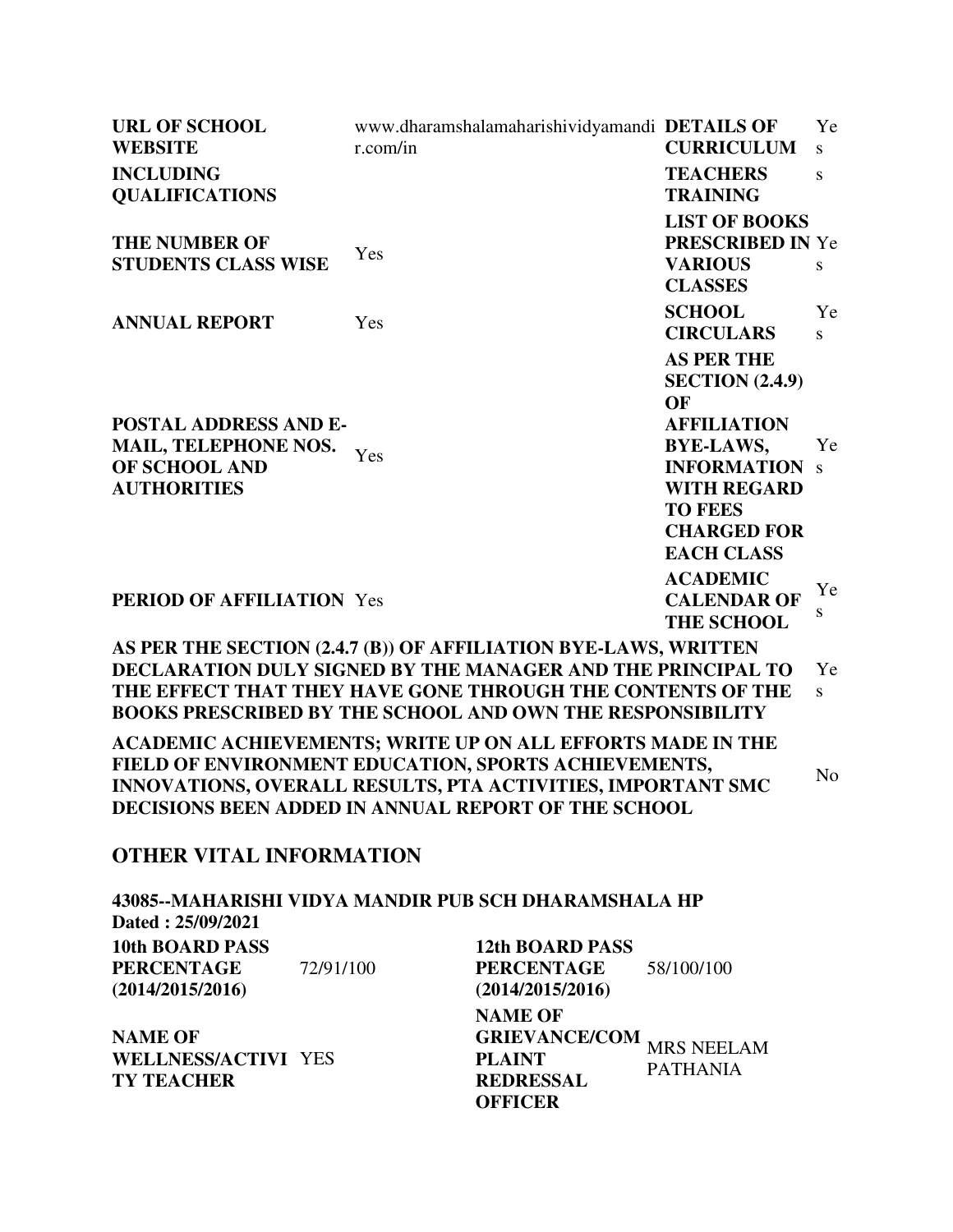| URL OF SCHOOL WEBSITE | www.dharamshalamaharishividyamandir.com/in | DETAILS OF CURRICULUM | Yes |
|---|---|---|---|
| INCLUDING QUALIFICATIONS | | TEACHERS TRAINING | s |
| THE NUMBER OF STUDENTS CLASS WISE | Yes | LIST OF BOOKS PRESCRIBED IN VARIOUS CLASSES | Yes |
| ANNUAL REPORT | Yes | SCHOOL CIRCULARS | Yes |
| POSTAL ADDRESS AND E-MAIL, TELEPHONE NOS. OF SCHOOL AND AUTHORITIES | Yes | AS PER THE SECTION (2.4.9) OF AFFILIATION BYE-LAWS, INFORMATION WITH REGARD TO FEES CHARGED FOR EACH CLASS | Yes |
| PERIOD OF AFFILIATION | Yes | ACADEMIC CALENDAR OF THE SCHOOL | Yes |

| | |
|---|---|
| AS PER THE SECTION (2.4.7 (B)) OF AFFILIATION BYE-LAWS, WRITTEN DECLARATION DULY SIGNED BY THE MANAGER AND THE PRINCIPAL TO THE EFFECT THAT THEY HAVE GONE THROUGH THE CONTENTS OF THE BOOKS PRESCRIBED BY THE SCHOOL AND OWN THE RESPONSIBILITY | Yes |
| ACADEMIC ACHIEVEMENTS; WRITE UP ON ALL EFFORTS MADE IN THE FIELD OF ENVIRONMENT EDUCATION, SPORTS ACHIEVEMENTS, INNOVATIONS, OVERALL RESULTS, PTA ACTIVITIES, IMPORTANT SMC DECISIONS BEEN ADDED IN ANNUAL REPORT OF THE SCHOOL | No |

## OTHER VITAL INFORMATION

**43085--MAHARISHI VIDYA MANDIR PUB SCH DHARAMSHALA HP**
**Dated : 25/09/2021**

| 10th BOARD PASS PERCENTAGE (2014/2015/2016) | 72/91/100 | 12th BOARD PASS PERCENTAGE (2014/2015/2016) | 58/100/100 |
|---|---|---|---|
| NAME OF WELLNESS/ACTIVITY TEACHER | YES | NAME OF GRIEVANCE/COMPLAINT REDRESSAL OFFICER | MRS NEELAM PATHANIA |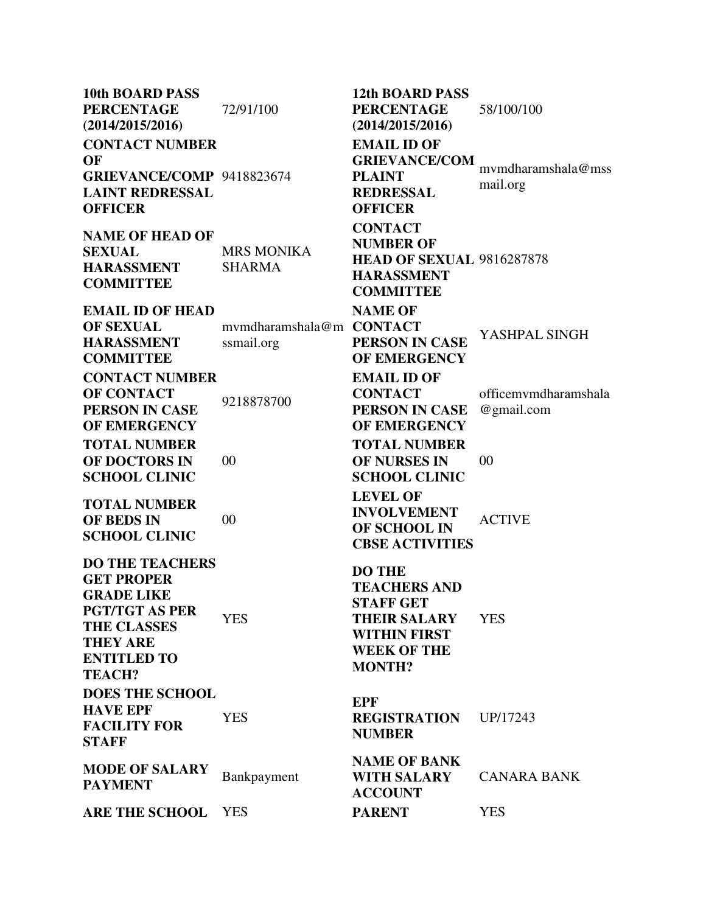| | | | |
|---|---|---|---|
| **10th BOARD PASS PERCENTAGE (2014/2015/2016)** | 72/91/100 | **12th BOARD PASS PERCENTAGE (2014/2015/2016)** | 58/100/100 |
| **CONTACT NUMBER OF GRIEVANCE/COMPLAINT REDRESSAL OFFICER** | 9418823674 | **EMAIL ID OF GRIEVANCE/COMPLAINT REDRESSAL OFFICER** | mvmdharamshala@mssmail.org |
| **NAME OF HEAD OF SEXUAL HARASSMENT COMMITTEE** | MRS MONIKA SHARMA | **CONTACT NUMBER OF HEAD OF SEXUAL HARASSMENT COMMITTEE** | 9816287878 |
| **EMAIL ID OF HEAD OF SEXUAL HARASSMENT COMMITTEE** | mvmdharamshala@mssmail.org | **NAME OF CONTACT PERSON IN CASE OF EMERGENCY** | YASHPAL SINGH |
| **CONTACT NUMBER OF CONTACT PERSON IN CASE OF EMERGENCY** | 9218878700 | **EMAIL ID OF CONTACT PERSON IN CASE OF EMERGENCY** | officemvmdharamshala@gmail.com |
| **TOTAL NUMBER OF DOCTORS IN SCHOOL CLINIC** | 00 | **TOTAL NUMBER OF NURSES IN SCHOOL CLINIC** | 00 |
| **TOTAL NUMBER OF BEDS IN SCHOOL CLINIC** | 00 | **LEVEL OF INVOLVEMENT OF SCHOOL IN CBSE ACTIVITIES** | ACTIVE |
| **DO THE TEACHERS GET PROPER GRADE LIKE PGT/TGT AS PER THE CLASSES THEY ARE ENTITLED TO TEACH?** | YES | **DO THE TEACHERS AND STAFF GET THEIR SALARY WITHIN FIRST WEEK OF THE MONTH?** | YES |
| **DOES THE SCHOOL HAVE EPF FACILITY FOR STAFF** | YES | **EPF REGISTRATION NUMBER** | UP/17243 |
| **MODE OF SALARY PAYMENT** | Bankpayment | **NAME OF BANK WITH SALARY ACCOUNT** | CANARA BANK |
| **ARE THE SCHOOL** | YES | **PARENT** | YES |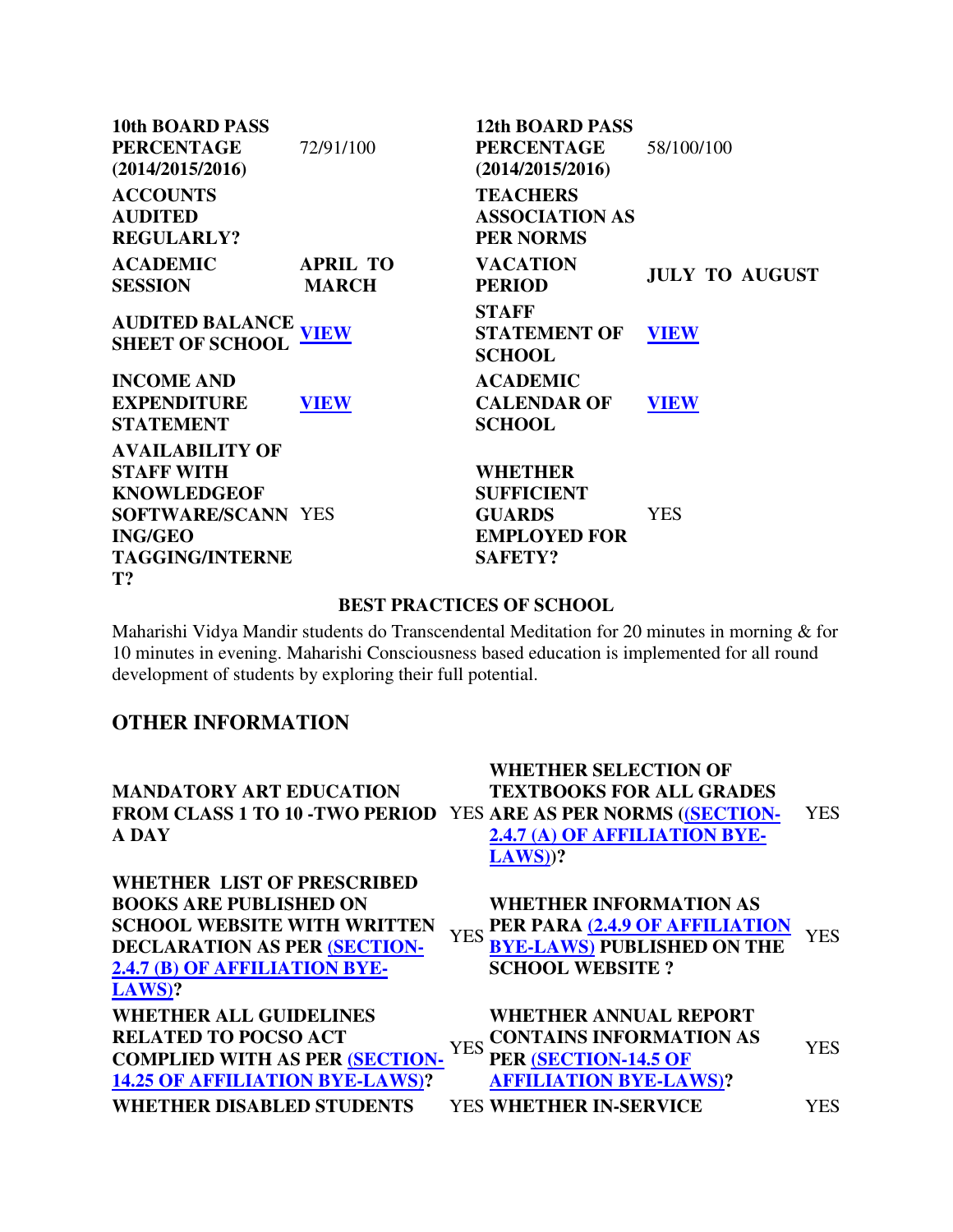| | | | |
|---|---|---|---|
| **10th BOARD PASS PERCENTAGE (2014/2015/2016)** | 72/91/100 | **12th BOARD PASS PERCENTAGE (2014/2015/2016)** | 58/100/100 |
| **ACCOUNTS AUDITED REGULARLY?** | | **TEACHERS ASSOCIATION AS PER NORMS** | |
| **ACADEMIC SESSION** | **APRIL TO MARCH** | **VACATION PERIOD** | **JULY TO AUGUST** |
| **AUDITED BALANCE SHEET OF SCHOOL** | **VIEW** | **STAFF STATEMENT OF SCHOOL** | **VIEW** |
| **INCOME AND EXPENDITURE STATEMENT** | **VIEW** | **ACADEMIC CALENDAR OF SCHOOL** | **VIEW** |
| **AVAILABILITY OF STAFF WITH KNOWLEDGEOF SOFTWARE/SCANNING/GEO TAGGING/INTERNET?** | YES | **WHETHER SUFFICIENT GUARDS EMPLOYED FOR SAFETY?** | YES |

## BEST PRACTICES OF SCHOOL

Maharishi Vidya Mandir students do Transcendental Meditation for 20 minutes in morning & for 10 minutes in evening. Maharishi Consciousness based education is implemented for all round development of students by exploring their full potential.

## OTHER INFORMATION

| | | | |
|---|---|---|---|
| **MANDATORY ART EDUCATION FROM CLASS 1 TO 10 -TWO PERIOD A DAY** | YES | **WHETHER SELECTION OF TEXTBOOKS FOR ALL GRADES ARE AS PER NORMS ((SECTION-2.4.7 (A) OF AFFILIATION BYE-LAWS))?** | YES |
| **WHETHER LIST OF PRESCRIBED BOOKS ARE PUBLISHED ON SCHOOL WEBSITE WITH WRITTEN DECLARATION AS PER (SECTION-2.4.7 (B) OF AFFILIATION BYE-LAWS)?** | YES | **WHETHER INFORMATION AS PER PARA (2.4.9 OF AFFILIATION BYE-LAWS) PUBLISHED ON THE SCHOOL WEBSITE ?** | YES |
| **WHETHER ALL GUIDELINES RELATED TO POCSO ACT COMPLIED WITH AS PER (SECTION-14.25 OF AFFILIATION BYE-LAWS)?** | YES | **WHETHER ANNUAL REPORT CONTAINS INFORMATION AS PER (SECTION-14.5 OF AFFILIATION BYE-LAWS)?** | YES |
| **WHETHER DISABLED STUDENTS** | YES | **WHETHER IN-SERVICE** | YES |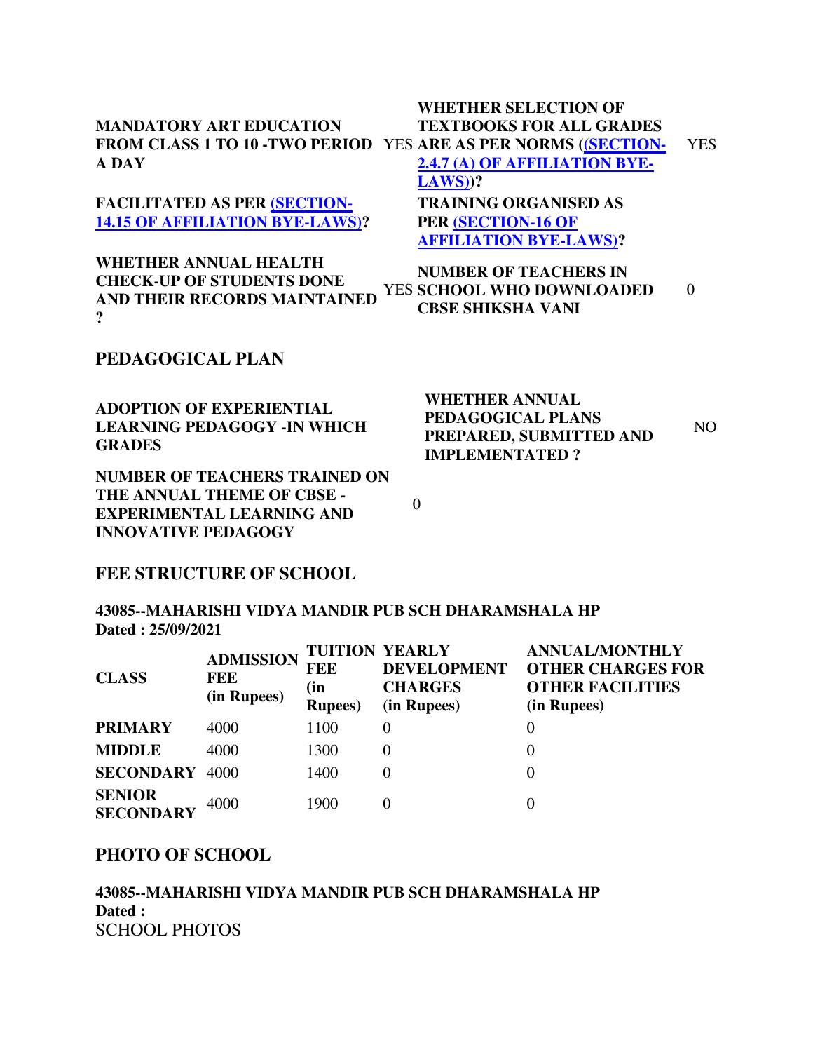| | | | |
|---|---|---|---|
| **MANDATORY ART EDUCATION FROM CLASS 1 TO 10 -TWO PERIOD A DAY** | YES | **WHETHER SELECTION OF TEXTBOOKS FOR ALL GRADES ARE AS PER NORMS ((SECTION-2.4.7 (A) OF AFFILIATION BYE-LAWS))?** | YES |
| **FACILITATED AS PER (SECTION-14.15 OF AFFILIATION BYE-LAWS)?** | | **TRAINING ORGANISED AS PER (SECTION-16 OF AFFILIATION BYE-LAWS)?** | |
| **WHETHER ANNUAL HEALTH CHECK-UP OF STUDENTS DONE AND THEIR RECORDS MAINTAINED ?** | YES | **NUMBER OF TEACHERS IN SCHOOL WHO DOWNLOADED CBSE SHIKSHA VANI** | 0 |

## PEDAGOGICAL PLAN

| | | | |
|---|---|---|---|
| **ADOPTION OF EXPERIENTIAL LEARNING PEDAGOGY -IN WHICH GRADES** | | **WHETHER ANNUAL PEDAGOGICAL PLANS PREPARED, SUBMITTED AND IMPLEMENTATED ?** | NO |
| **NUMBER OF TEACHERS TRAINED ON THE ANNUAL THEME OF CBSE - EXPERIMENTAL LEARNING AND INNOVATIVE PEDAGOGY** | 0 | | |

## FEE STRUCTURE OF SCHOOL

**43085--MAHARISHI VIDYA MANDIR PUB SCH DHARAMSHALA HP**
**Dated : 25/09/2021**

| CLASS | ADMISSION FEE (in Rupees) | TUITION FEE (in Rupees) | YEARLY DEVELOPMENT CHARGES (in Rupees) | ANNUAL/MONTHLY OTHER CHARGES FOR OTHER FACILITIES (in Rupees) |
|---|---|---|---|---|
| **PRIMARY** | 4000 | 1100 | 0 | 0 |
| **MIDDLE** | 4000 | 1300 | 0 | 0 |
| **SECONDARY** | 4000 | 1400 | 0 | 0 |
| **SENIOR SECONDARY** | 4000 | 1900 | 0 | 0 |

## PHOTO OF SCHOOL

**43085--MAHARISHI VIDYA MANDIR PUB SCH DHARAMSHALA HP**
**Dated :**
SCHOOL PHOTOS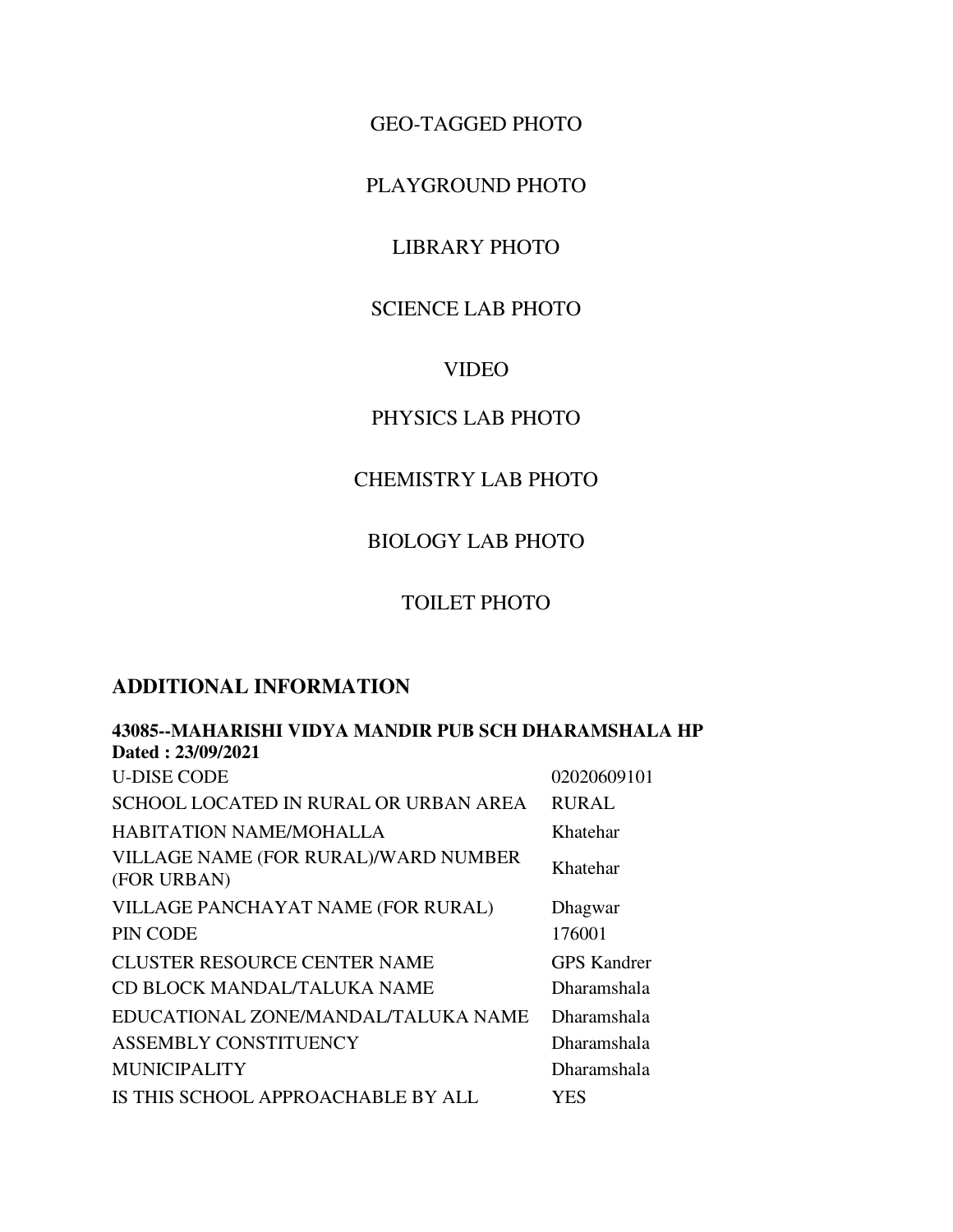GEO-TAGGED PHOTO

PLAYGROUND PHOTO

LIBRARY PHOTO

SCIENCE LAB PHOTO

VIDEO

PHYSICS LAB PHOTO

CHEMISTRY LAB PHOTO

BIOLOGY LAB PHOTO

TOILET PHOTO

## ADDITIONAL INFORMATION

**43085--MAHARISHI VIDYA MANDIR PUB SCH DHARAMSHALA HP**
**Dated : 23/09/2021**

| | |
|---|---|
| U-DISE CODE | 02020609101 |
| SCHOOL LOCATED IN RURAL OR URBAN AREA | RURAL |
| HABITATION NAME/MOHALLA | Khatehar |
| VILLAGE NAME (FOR RURAL)/WARD NUMBER (FOR URBAN) | Khatehar |
| VILLAGE PANCHAYAT NAME (FOR RURAL) | Dhagwar |
| PIN CODE | 176001 |
| CLUSTER RESOURCE CENTER NAME | GPS Kandrer |
| CD BLOCK MANDAL/TALUKA NAME | Dharamshala |
| EDUCATIONAL ZONE/MANDAL/TALUKA NAME | Dharamshala |
| ASSEMBLY CONSTITUENCY | Dharamshala |
| MUNICIPALITY | Dharamshala |
| IS THIS SCHOOL APPROACHABLE BY ALL | YES |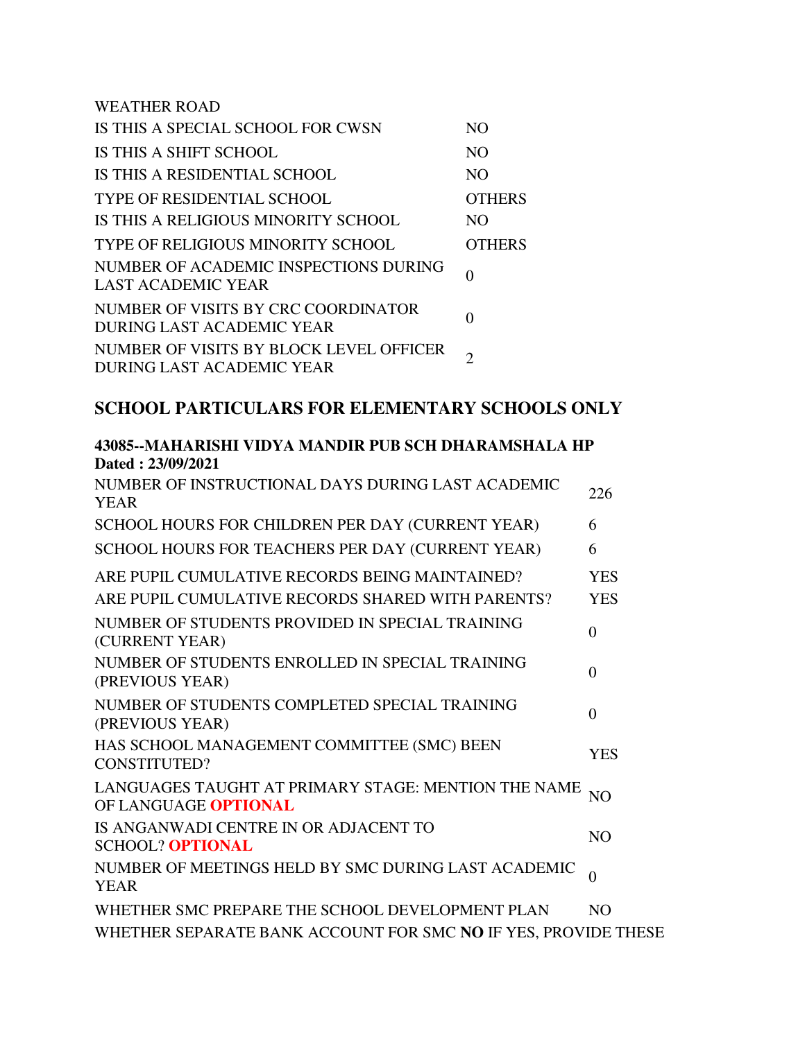WEATHER ROAD

| | |
|---|---|
| IS THIS A SPECIAL SCHOOL FOR CWSN | NO |
| IS THIS A SHIFT SCHOOL | NO |
| IS THIS A RESIDENTIAL SCHOOL | NO |
| TYPE OF RESIDENTIAL SCHOOL | OTHERS |
| IS THIS A RELIGIOUS MINORITY SCHOOL | NO |
| TYPE OF RELIGIOUS MINORITY SCHOOL | OTHERS |
| NUMBER OF ACADEMIC INSPECTIONS DURING LAST ACADEMIC YEAR | 0 |
| NUMBER OF VISITS BY CRC COORDINATOR DURING LAST ACADEMIC YEAR | 0 |
| NUMBER OF VISITS BY BLOCK LEVEL OFFICER DURING LAST ACADEMIC YEAR | 2 |

## SCHOOL PARTICULARS FOR ELEMENTARY SCHOOLS ONLY

**43085--MAHARISHI VIDYA MANDIR PUB SCH DHARAMSHALA HP**
**Dated : 23/09/2021**

| | |
|---|---|
| NUMBER OF INSTRUCTIONAL DAYS DURING LAST ACADEMIC YEAR | 226 |
| SCHOOL HOURS FOR CHILDREN PER DAY (CURRENT YEAR) | 6 |
| SCHOOL HOURS FOR TEACHERS PER DAY (CURRENT YEAR) | 6 |
| ARE PUPIL CUMULATIVE RECORDS BEING MAINTAINED? | YES |
| ARE PUPIL CUMULATIVE RECORDS SHARED WITH PARENTS? | YES |
| NUMBER OF STUDENTS PROVIDED IN SPECIAL TRAINING (CURRENT YEAR) | 0 |
| NUMBER OF STUDENTS ENROLLED IN SPECIAL TRAINING (PREVIOUS YEAR) | 0 |
| NUMBER OF STUDENTS COMPLETED SPECIAL TRAINING (PREVIOUS YEAR) | 0 |
| HAS SCHOOL MANAGEMENT COMMITTEE (SMC) BEEN CONSTITUTED? | YES |
| LANGUAGES TAUGHT AT PRIMARY STAGE: MENTION THE NAME OF LANGUAGE **OPTIONAL** | NO |
| IS ANGANWADI CENTRE IN OR ADJACENT TO SCHOOL? **OPTIONAL** | NO |
| NUMBER OF MEETINGS HELD BY SMC DURING LAST ACADEMIC YEAR | 0 |
| WHETHER SMC PREPARE THE SCHOOL DEVELOPMENT PLAN | NO |

WHETHER SEPARATE BANK ACCOUNT FOR SMC **NO** IF YES, PROVIDE THESE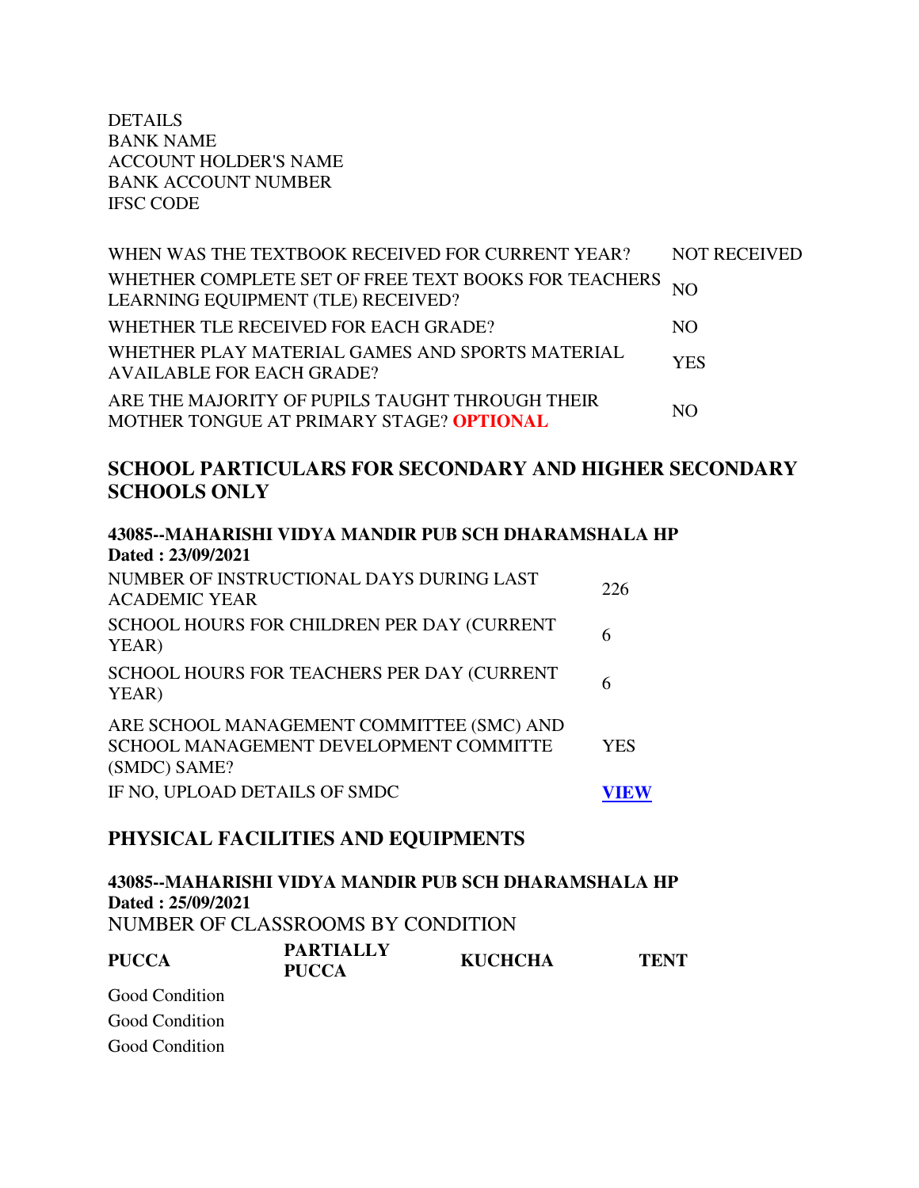DETAILS
BANK NAME
ACCOUNT HOLDER'S NAME
BANK ACCOUNT NUMBER
IFSC CODE

| | |
|---|---|
| WHEN WAS THE TEXTBOOK RECEIVED FOR CURRENT YEAR? | NOT RECEIVED |
| WHETHER COMPLETE SET OF FREE TEXT BOOKS FOR TEACHERS LEARNING EQUIPMENT (TLE) RECEIVED? | NO |
| WHETHER TLE RECEIVED FOR EACH GRADE? | NO |
| WHETHER PLAY MATERIAL GAMES AND SPORTS MATERIAL AVAILABLE FOR EACH GRADE? | YES |
| ARE THE MAJORITY OF PUPILS TAUGHT THROUGH THEIR MOTHER TONGUE AT PRIMARY STAGE? **OPTIONAL** | NO |

## SCHOOL PARTICULARS FOR SECONDARY AND HIGHER SECONDARY SCHOOLS ONLY

**43085--MAHARISHI VIDYA MANDIR PUB SCH DHARAMSHALA HP**
**Dated : 23/09/2021**

| | |
|---|---|
| NUMBER OF INSTRUCTIONAL DAYS DURING LAST ACADEMIC YEAR | 226 |
| SCHOOL HOURS FOR CHILDREN PER DAY (CURRENT YEAR) | 6 |
| SCHOOL HOURS FOR TEACHERS PER DAY (CURRENT YEAR) | 6 |
| ARE SCHOOL MANAGEMENT COMMITTEE (SMC) AND SCHOOL MANAGEMENT DEVELOPMENT COMMITTE (SMDC) SAME? | YES |
| IF NO, UPLOAD DETAILS OF SMDC | **VIEW** |

## PHYSICAL FACILITIES AND EQUIPMENTS

**43085--MAHARISHI VIDYA MANDIR PUB SCH DHARAMSHALA HP**
**Dated : 25/09/2021**

NUMBER OF CLASSROOMS BY CONDITION

| PUCCA | PARTIALLY PUCCA | KUCHCHA | TENT |
|---|---|---|---|
| Good Condition | | | |
| Good Condition | | | |
| Good Condition | | | |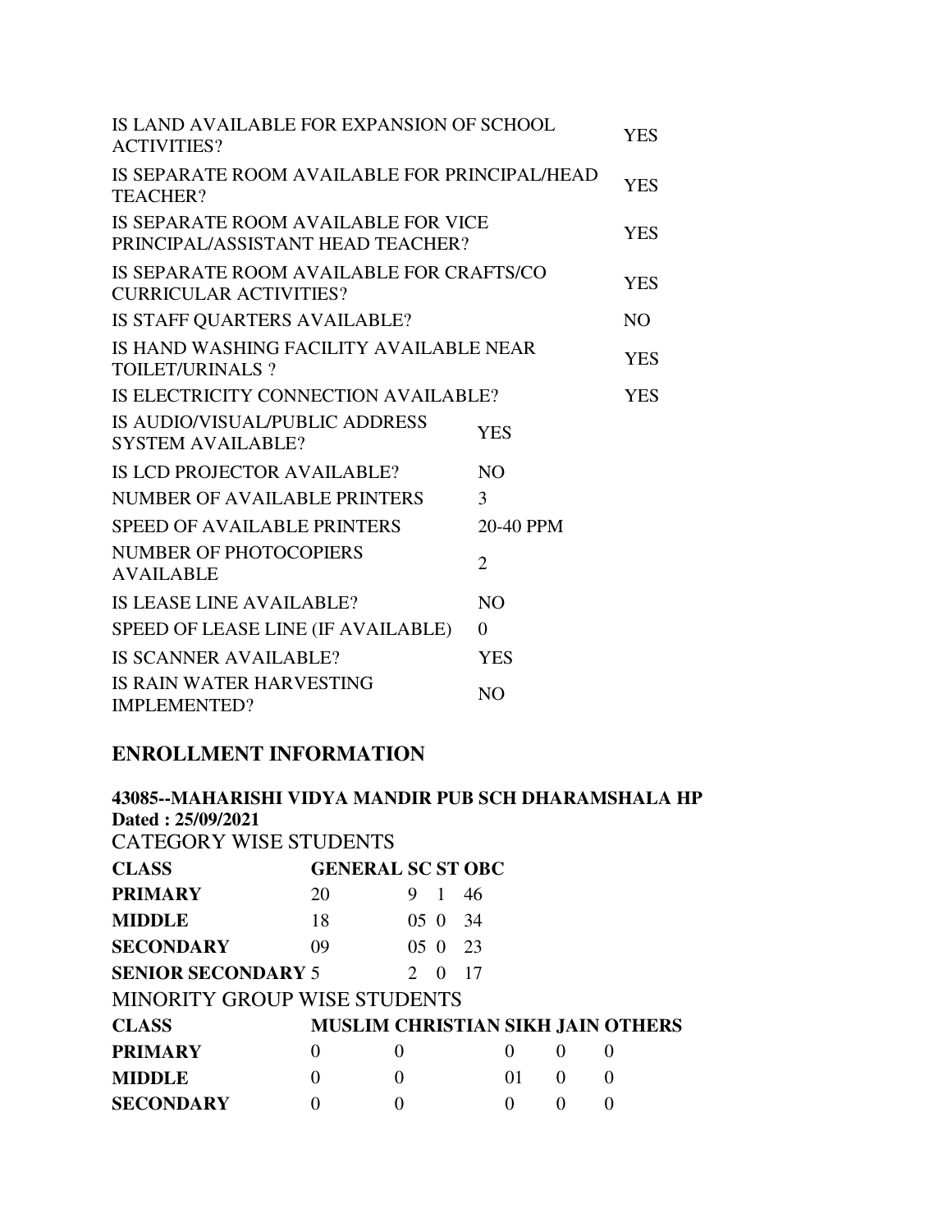| | |
|---|---|
| IS LAND AVAILABLE FOR EXPANSION OF SCHOOL ACTIVITIES? | YES |
| IS SEPARATE ROOM AVAILABLE FOR PRINCIPAL/HEAD TEACHER? | YES |
| IS SEPARATE ROOM AVAILABLE FOR VICE PRINCIPAL/ASSISTANT HEAD TEACHER? | YES |
| IS SEPARATE ROOM AVAILABLE FOR CRAFTS/CO CURRICULAR ACTIVITIES? | YES |
| IS STAFF QUARTERS AVAILABLE? | NO |
| IS HAND WASHING FACILITY AVAILABLE NEAR TOILET/URINALS ? | YES |
| IS ELECTRICITY CONNECTION AVAILABLE? | YES |

| | |
|---|---|
| IS AUDIO/VISUAL/PUBLIC ADDRESS SYSTEM AVAILABLE? | YES |
| IS LCD PROJECTOR AVAILABLE? | NO |
| NUMBER OF AVAILABLE PRINTERS | 3 |
| SPEED OF AVAILABLE PRINTERS | 20-40 PPM |
| NUMBER OF PHOTOCOPIERS AVAILABLE | 2 |
| IS LEASE LINE AVAILABLE? | NO |
| SPEED OF LEASE LINE (IF AVAILABLE) | 0 |
| IS SCANNER AVAILABLE? | YES |
| IS RAIN WATER HARVESTING IMPLEMENTED? | NO |

## ENROLLMENT INFORMATION

**43085--MAHARISHI VIDYA MANDIR PUB SCH DHARAMSHALA HP**
**Dated : 25/09/2021**

CATEGORY WISE STUDENTS

| CLASS | GENERAL | SC | ST | OBC |
|---|---|---|---|---|
| **PRIMARY** | 20 | 9 | 1 | 46 |
| **MIDDLE** | 18 | 05 | 0 | 34 |
| **SECONDARY** | 09 | 05 | 0 | 23 |
| **SENIOR SECONDARY** | 5 | 2 | 0 | 17 |

MINORITY GROUP WISE STUDENTS

| CLASS | MUSLIM | CHRISTIAN | SIKH | JAIN | OTHERS |
|---|---|---|---|---|---|
| **PRIMARY** | 0 | 0 | 0 | 0 | 0 |
| **MIDDLE** | 0 | 0 | 01 | 0 | 0 |
| **SECONDARY** | 0 | 0 | 0 | 0 | 0 |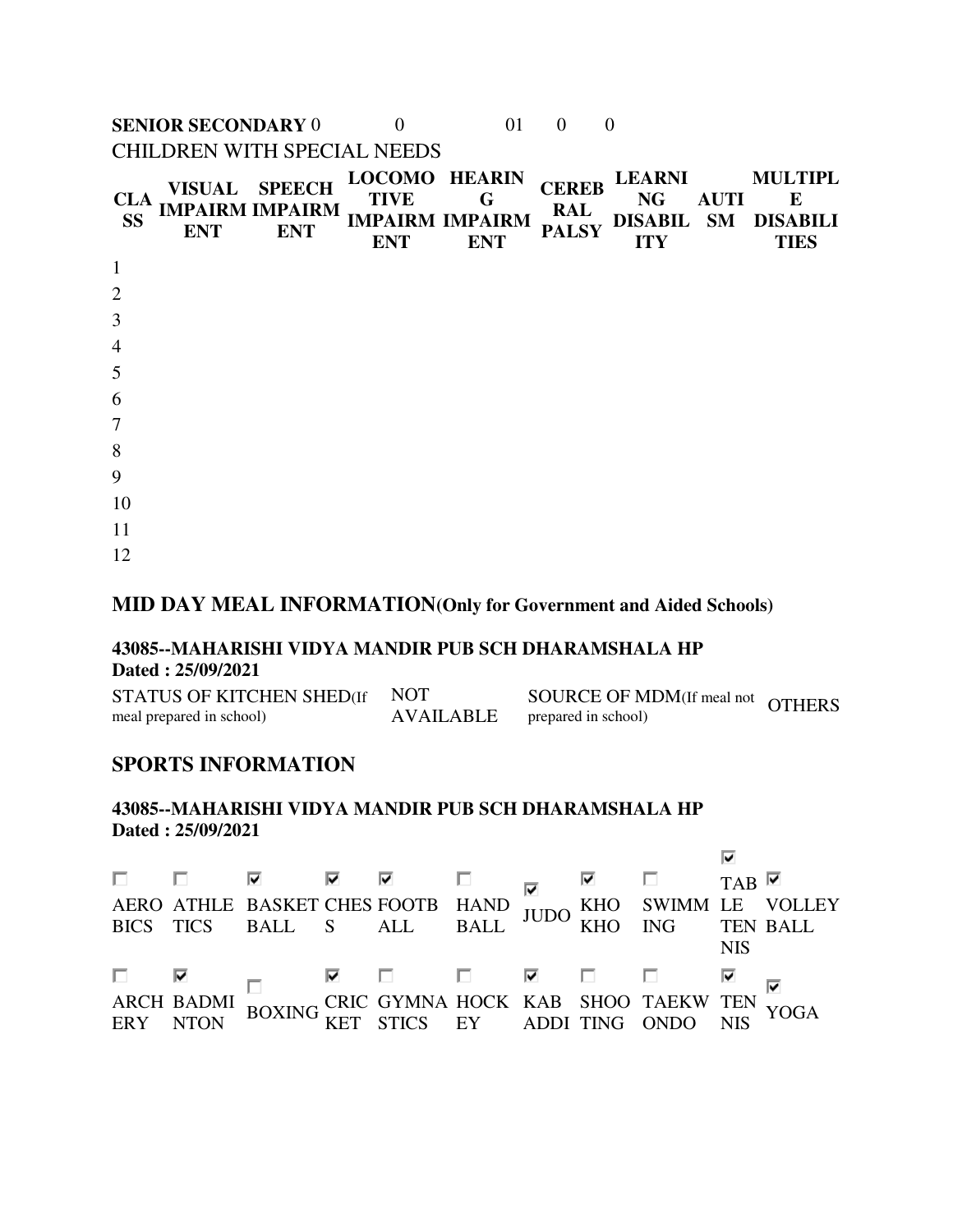| **SENIOR SECONDARY** | 0 | 0 | 01 | 0 | 0 |
|---|---|---|---|---|---|

CHILDREN WITH SPECIAL NEEDS

| CLASS | VISUAL IMPAIRMENT | SPEECH IMPAIRMENT | LOCOMOTIVE IMPAIRMENT | HEARING IMPAIRMENT | CEREBRAL PALSY | LEARNING DISABILITY | AUTISM | MULTIPLE DISABILITIES |
|---|---|---|---|---|---|---|---|---|
| 1 | | | | | | | | |
| 2 | | | | | | | | |
| 3 | | | | | | | | |
| 4 | | | | | | | | |
| 5 | | | | | | | | |
| 6 | | | | | | | | |
| 7 | | | | | | | | |
| 8 | | | | | | | | |
| 9 | | | | | | | | |
| 10 | | | | | | | | |
| 11 | | | | | | | | |
| 12 | | | | | | | | |

## MID DAY MEAL INFORMATION(Only for Government and Aided Schools)

**43085--MAHARISHI VIDYA MANDIR PUB SCH DHARAMSHALA HP**
**Dated : 25/09/2021**

| STATUS OF KITCHEN SHED(If meal prepared in school) | NOT AVAILABLE | SOURCE OF MDM(If meal not prepared in school) | OTHERS |
|---|---|---|---|

## SPORTS INFORMATION

**43085--MAHARISHI VIDYA MANDIR PUB SCH DHARAMSHALA HP**
**Dated : 25/09/2021**

| ☐ AEROBICS | ☐ ATHLETICS | ☑ BASKET BALL | ☑ CHESS | ☑ FOOTBALL | ☐ HAND BALL | ☑ JUDO | ☑ KHO KHO | ☐ SWIMMING | ☑ TABLE TENNIS | ☑ VOLLEY BALL |
|---|---|---|---|---|---|---|---|---|---|---|
| ☐ ARCHERY | ☑ BADMINTON | ☐ BOXING | ☑ CRICKET | ☐ GYMNASTICS | ☐ HOCKEY | ☑ KABADDI | ☐ SHOOTING | ☐ TAEKWONDO | ☑ TENNIS | ☑ YOGA |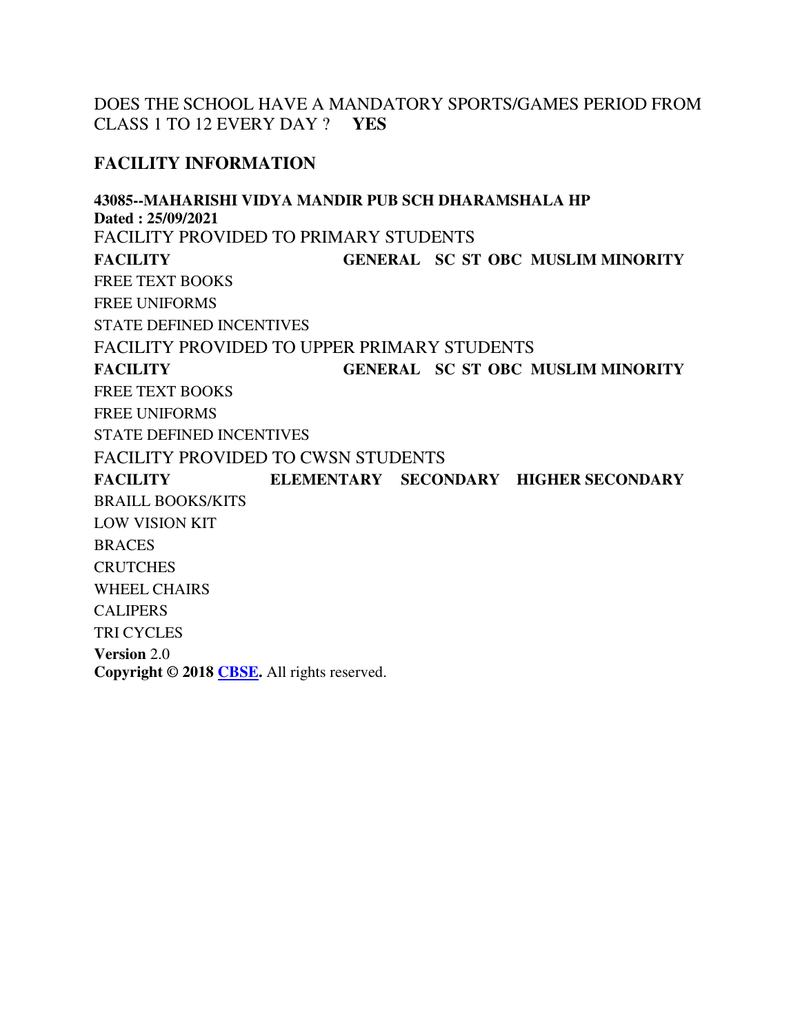DOES THE SCHOOL HAVE A MANDATORY SPORTS/GAMES PERIOD FROM CLASS 1 TO 12 EVERY DAY ? **YES**

## FACILITY INFORMATION

**43085--MAHARISHI VIDYA MANDIR PUB SCH DHARAMSHALA HP**
**Dated : 25/09/2021**

FACILITY PROVIDED TO PRIMARY STUDENTS

| FACILITY | GENERAL | SC | ST | OBC | MUSLIM | MINORITY |
|---|---|---|---|---|---|---|
| FREE TEXT BOOKS | | | | | | |
| FREE UNIFORMS | | | | | | |
| STATE DEFINED INCENTIVES | | | | | | |

FACILITY PROVIDED TO UPPER PRIMARY STUDENTS

| FACILITY | GENERAL | SC | ST | OBC | MUSLIM | MINORITY |
|---|---|---|---|---|---|---|
| FREE TEXT BOOKS | | | | | | |
| FREE UNIFORMS | | | | | | |
| STATE DEFINED INCENTIVES | | | | | | |

FACILITY PROVIDED TO CWSN STUDENTS

| FACILITY | ELEMENTARY | SECONDARY | HIGHER SECONDARY |
|---|---|---|---|
| BRAILL BOOKS/KITS | | | |
| LOW VISION KIT | | | |
| BRACES | | | |
| CRUTCHES | | | |
| WHEEL CHAIRS | | | |
| CALIPERS | | | |
| TRI CYCLES | | | |

**Version** 2.0
**Copyright © 2018 CBSE.** All rights reserved.